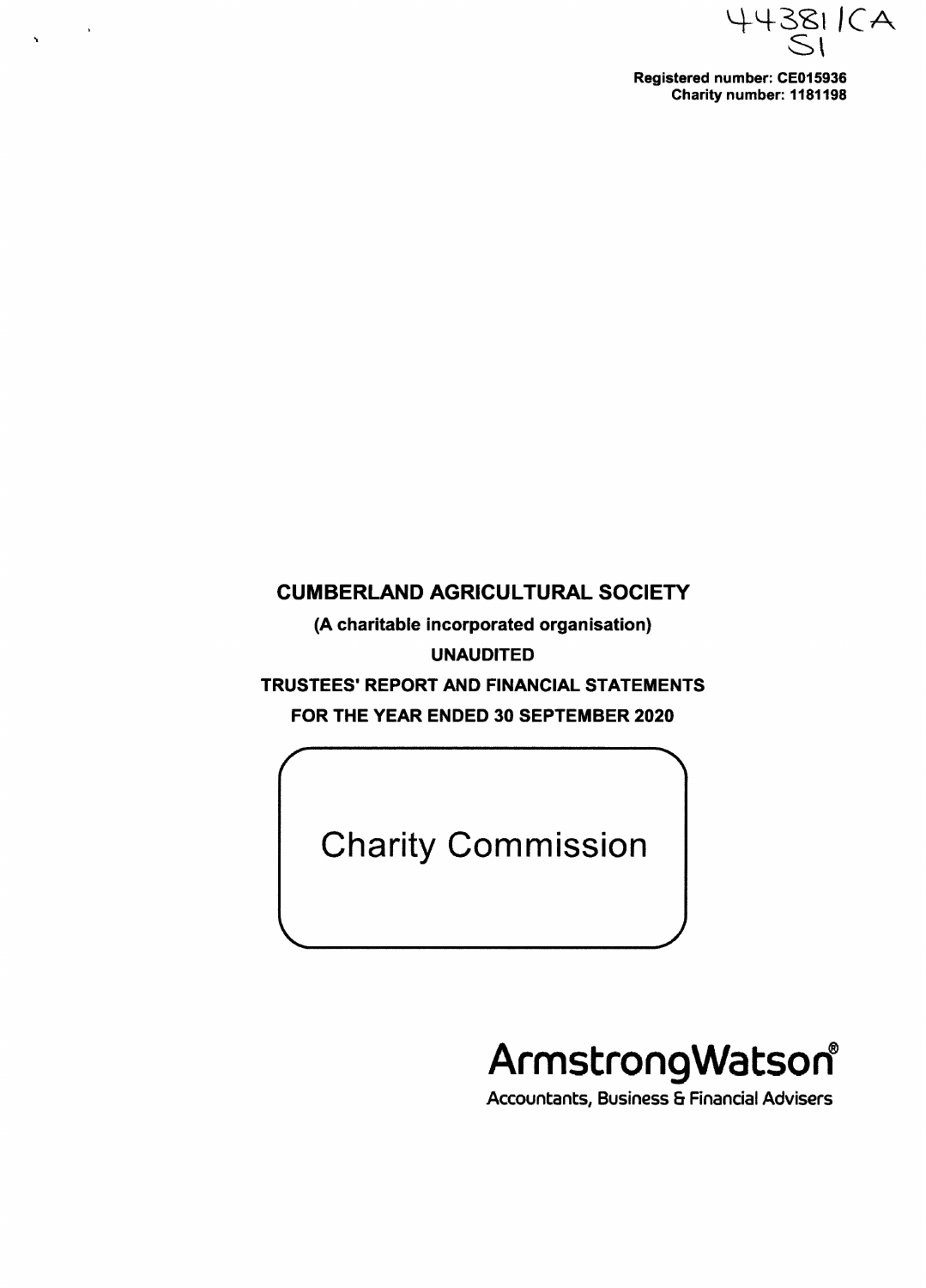44381 ICA
S1

**Registered number: CE015936**
**Charity number: 1181198**

# CUMBERLAND AGRICULTURAL SOCIETY

**(A charitable incorporated organisation)**

**UNAUDITED**

**TRUSTEES' REPORT AND FINANCIAL STATEMENTS**

**FOR THE YEAR ENDED 30 SEPTEMBER 2020**

Charity Commission

ArmstrongWatson®

Accountants, Business & Financial Advisers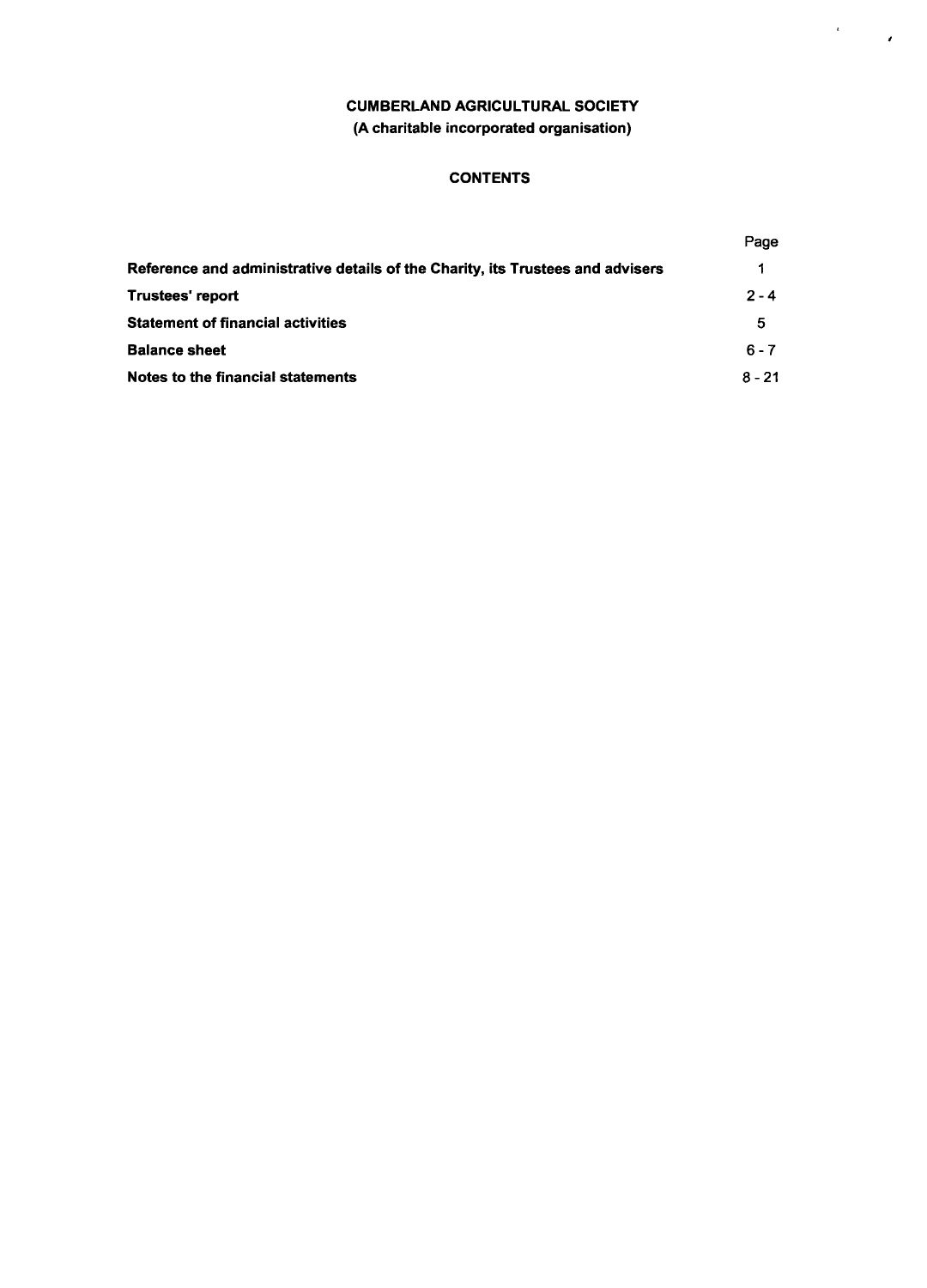**CUMBERLAND AGRICULTURAL SOCIETY**
**(A charitable incorporated organisation)**

## CONTENTS

| | Page |
|---|---|
| **Reference and administrative details of the Charity, its Trustees and advisers** | 1 |
| **Trustees' report** | 2 - 4 |
| **Statement of financial activities** | 5 |
| **Balance sheet** | 6 - 7 |
| **Notes to the financial statements** | 8 - 21 |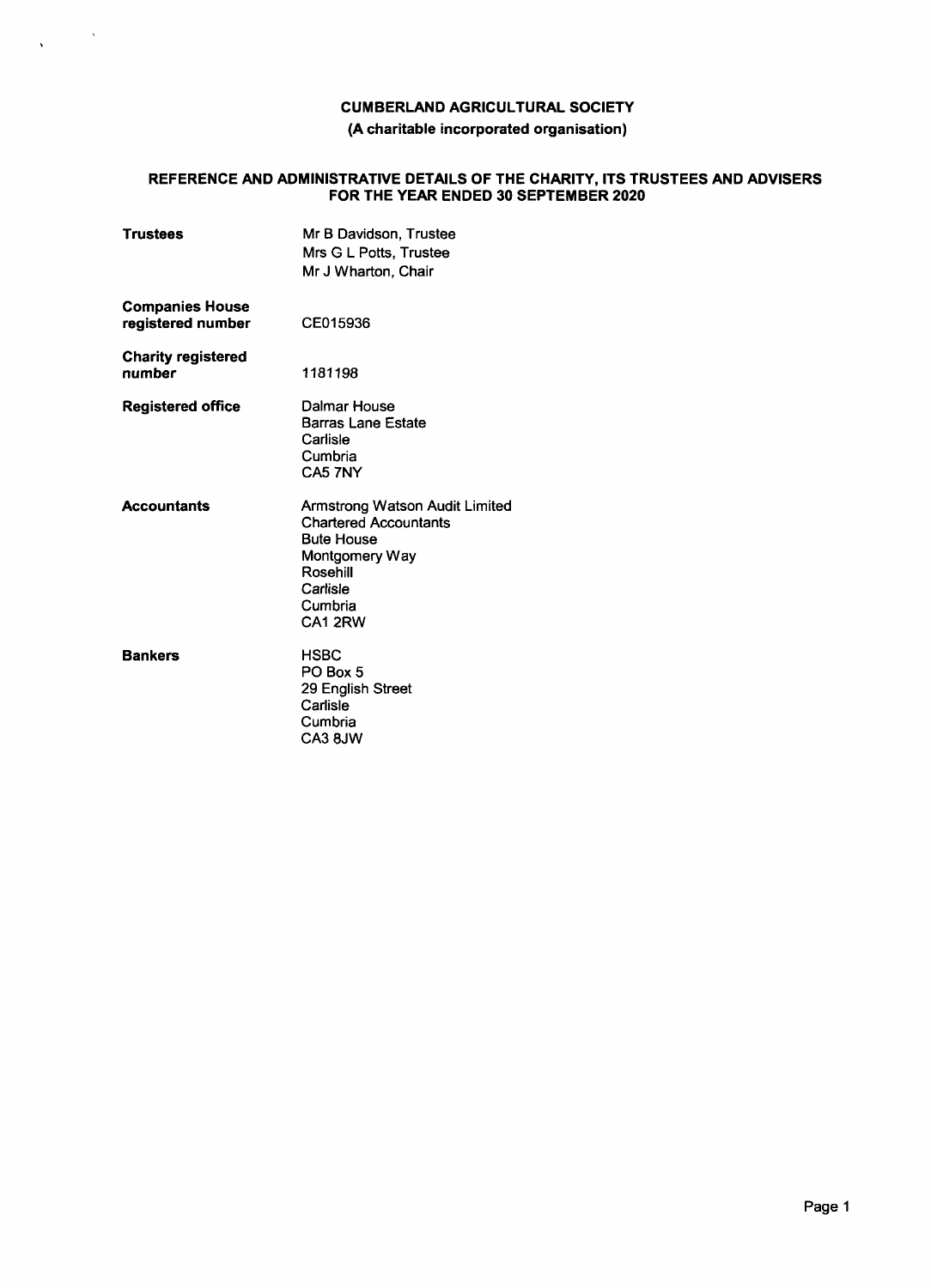# CUMBERLAND AGRICULTURAL SOCIETY

**(A charitable incorporated organisation)**

## REFERENCE AND ADMINISTRATIVE DETAILS OF THE CHARITY, ITS TRUSTEES AND ADVISERS FOR THE YEAR ENDED 30 SEPTEMBER 2020

| | |
|---|---|
| **Trustees** | Mr B Davidson, Trustee<br>Mrs G L Potts, Trustee<br>Mr J Wharton, Chair |
| **Companies House registered number** | CE015936 |
| **Charity registered number** | 1181198 |
| **Registered office** | Dalmar House<br>Barras Lane Estate<br>Carlisle<br>Cumbria<br>CA5 7NY |
| **Accountants** | Armstrong Watson Audit Limited<br>Chartered Accountants<br>Bute House<br>Montgomery Way<br>Rosehill<br>Carlisle<br>Cumbria<br>CA1 2RW |
| **Bankers** | HSBC<br>PO Box 5<br>29 English Street<br>Carlisle<br>Cumbria<br>CA3 8JW |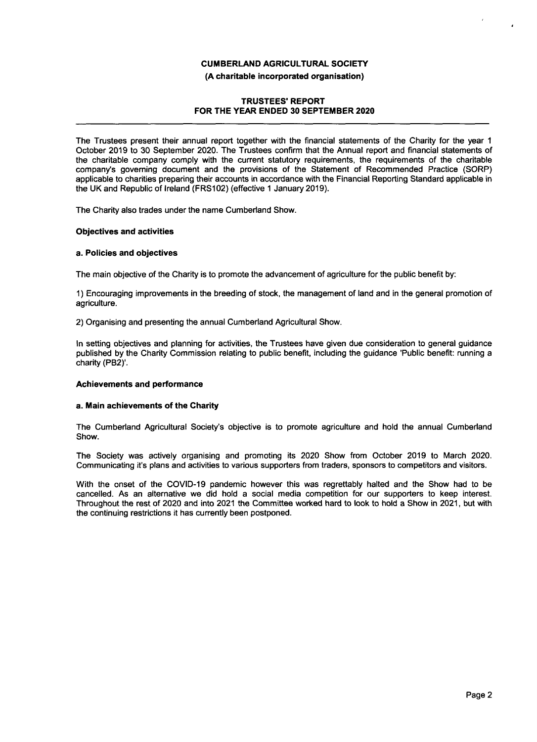**CUMBERLAND AGRICULTURAL SOCIETY**

**(A charitable incorporated organisation)**

**TRUSTEES' REPORT**
**FOR THE YEAR ENDED 30 SEPTEMBER 2020**

The Trustees present their annual report together with the financial statements of the Charity for the year 1 October 2019 to 30 September 2020. The Trustees confirm that the Annual report and financial statements of the charitable company comply with the current statutory requirements, the requirements of the charitable company's governing document and the provisions of the Statement of Recommended Practice (SORP) applicable to charities preparing their accounts in accordance with the Financial Reporting Standard applicable in the UK and Republic of Ireland (FRS102) (effective 1 January 2019).

The Charity also trades under the name Cumberland Show.

**Objectives and activities**

**a. Policies and objectives**

The main objective of the Charity is to promote the advancement of agriculture for the public benefit by:

1) Encouraging improvements in the breeding of stock, the management of land and in the general promotion of agriculture.

2) Organising and presenting the annual Cumberland Agricultural Show.

In setting objectives and planning for activities, the Trustees have given due consideration to general guidance published by the Charity Commission relating to public benefit, including the guidance 'Public benefit: running a charity (PB2)'.

**Achievements and performance**

**a. Main achievements of the Charity**

The Cumberland Agricultural Society's objective is to promote agriculture and hold the annual Cumberland Show.

The Society was actively organising and promoting its 2020 Show from October 2019 to March 2020. Communicating it's plans and activities to various supporters from traders, sponsors to competitors and visitors.

With the onset of the COVID-19 pandemic however this was regrettably halted and the Show had to be cancelled. As an alternative we did hold a social media competition for our supporters to keep interest. Throughout the rest of 2020 and into 2021 the Committee worked hard to look to hold a Show in 2021, but with the continuing restrictions it has currently been postponed.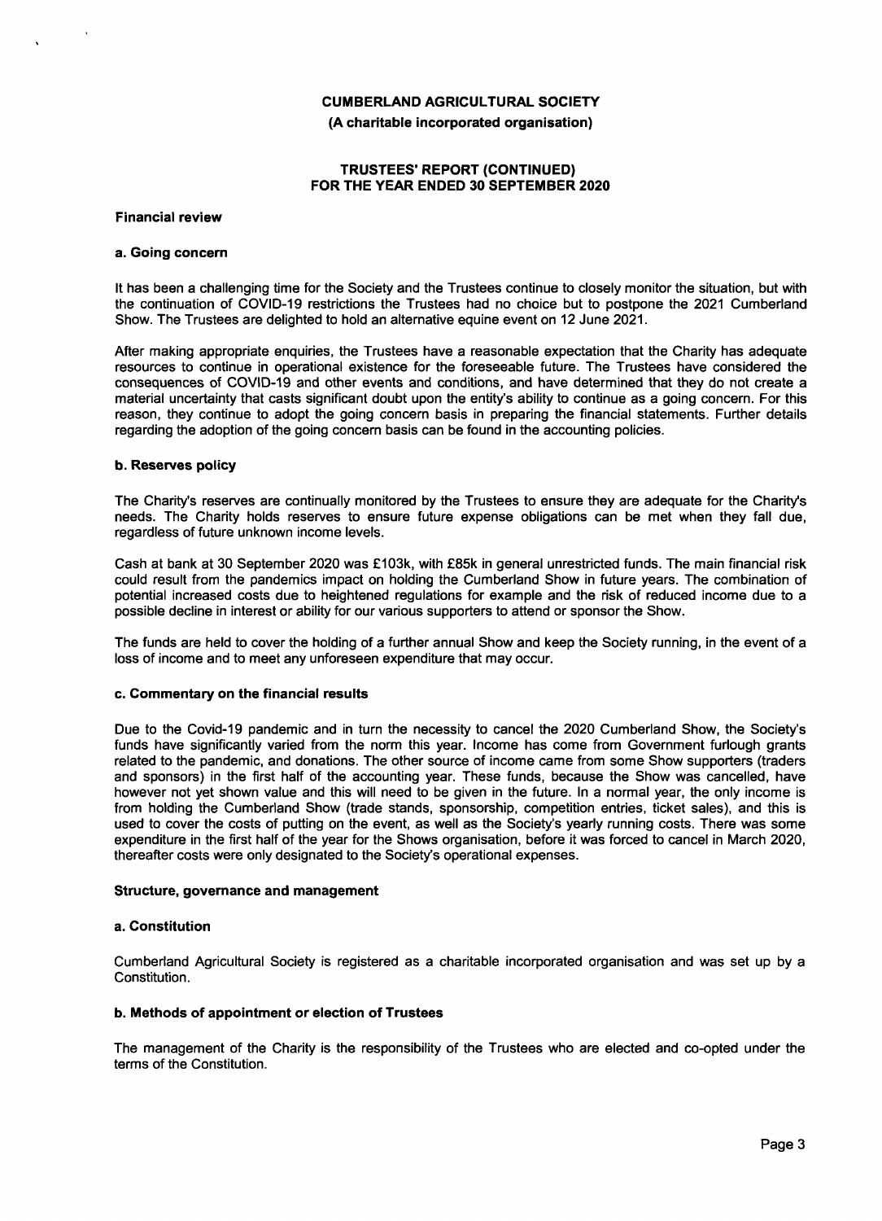**CUMBERLAND AGRICULTURAL SOCIETY**

**(A charitable incorporated organisation)**

**TRUSTEES' REPORT (CONTINUED)**
**FOR THE YEAR ENDED 30 SEPTEMBER 2020**

## Financial review

### a. Going concern

It has been a challenging time for the Society and the Trustees continue to closely monitor the situation, but with the continuation of COVID-19 restrictions the Trustees had no choice but to postpone the 2021 Cumberland Show. The Trustees are delighted to hold an alternative equine event on 12 June 2021.

After making appropriate enquiries, the Trustees have a reasonable expectation that the Charity has adequate resources to continue in operational existence for the foreseeable future. The Trustees have considered the consequences of COVID-19 and other events and conditions, and have determined that they do not create a material uncertainty that casts significant doubt upon the entity's ability to continue as a going concern. For this reason, they continue to adopt the going concern basis in preparing the financial statements. Further details regarding the adoption of the going concern basis can be found in the accounting policies.

### b. Reserves policy

The Charity's reserves are continually monitored by the Trustees to ensure they are adequate for the Charity's needs. The Charity holds reserves to ensure future expense obligations can be met when they fall due, regardless of future unknown income levels.

Cash at bank at 30 September 2020 was £103k, with £85k in general unrestricted funds. The main financial risk could result from the pandemics impact on holding the Cumberland Show in future years. The combination of potential increased costs due to heightened regulations for example and the risk of reduced income due to a possible decline in interest or ability for our various supporters to attend or sponsor the Show.

The funds are held to cover the holding of a further annual Show and keep the Society running, in the event of a loss of income and to meet any unforeseen expenditure that may occur.

### c. Commentary on the financial results

Due to the Covid-19 pandemic and in turn the necessity to cancel the 2020 Cumberland Show, the Society's funds have significantly varied from the norm this year. Income has come from Government furlough grants related to the pandemic, and donations. The other source of income came from some Show supporters (traders and sponsors) in the first half of the accounting year. These funds, because the Show was cancelled, have however not yet shown value and this will need to be given in the future. In a normal year, the only income is from holding the Cumberland Show (trade stands, sponsorship, competition entries, ticket sales), and this is used to cover the costs of putting on the event, as well as the Society's yearly running costs. There was some expenditure in the first half of the year for the Shows organisation, before it was forced to cancel in March 2020, thereafter costs were only designated to the Society's operational expenses.

## Structure, governance and management

### a. Constitution

Cumberland Agricultural Society is registered as a charitable incorporated organisation and was set up by a Constitution.

### b. Methods of appointment or election of Trustees

The management of the Charity is the responsibility of the Trustees who are elected and co-opted under the terms of the Constitution.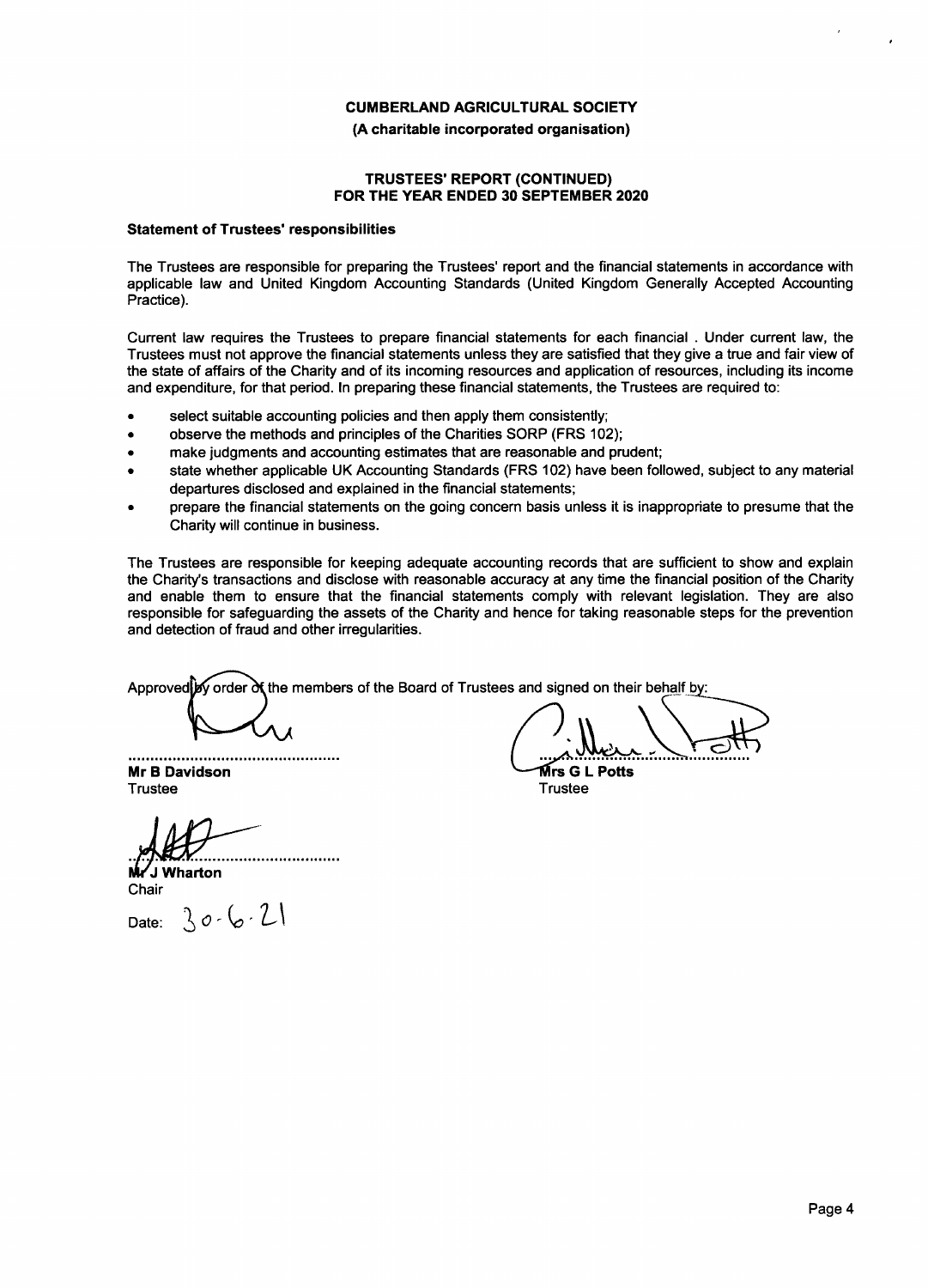**CUMBERLAND AGRICULTURAL SOCIETY**

**(A charitable incorporated organisation)**

**TRUSTEES' REPORT (CONTINUED)**
**FOR THE YEAR ENDED 30 SEPTEMBER 2020**

**Statement of Trustees' responsibilities**

The Trustees are responsible for preparing the Trustees' report and the financial statements in accordance with applicable law and United Kingdom Accounting Standards (United Kingdom Generally Accepted Accounting Practice).

Current law requires the Trustees to prepare financial statements for each financial . Under current law, the Trustees must not approve the financial statements unless they are satisfied that they give a true and fair view of the state of affairs of the Charity and of its incoming resources and application of resources, including its income and expenditure, for that period. In preparing these financial statements, the Trustees are required to:

- select suitable accounting policies and then apply them consistently;
- observe the methods and principles of the Charities SORP (FRS 102);
- make judgments and accounting estimates that are reasonable and prudent;
- state whether applicable UK Accounting Standards (FRS 102) have been followed, subject to any material departures disclosed and explained in the financial statements;
- prepare the financial statements on the going concern basis unless it is inappropriate to presume that the Charity will continue in business.

The Trustees are responsible for keeping adequate accounting records that are sufficient to show and explain the Charity's transactions and disclose with reasonable accuracy at any time the financial position of the Charity and enable them to ensure that the financial statements comply with relevant legislation. They are also responsible for safeguarding the assets of the Charity and hence for taking reasonable steps for the prevention and detection of fraud and other irregularities.

Approved by order of the members of the Board of Trustees and signed on their behalf by:

................................................
**Mr B Davidson**
Trustee

................................................
**Mrs G L Potts**
Trustee

................................................
**Mr J Wharton**
Chair

Date: 30-6-21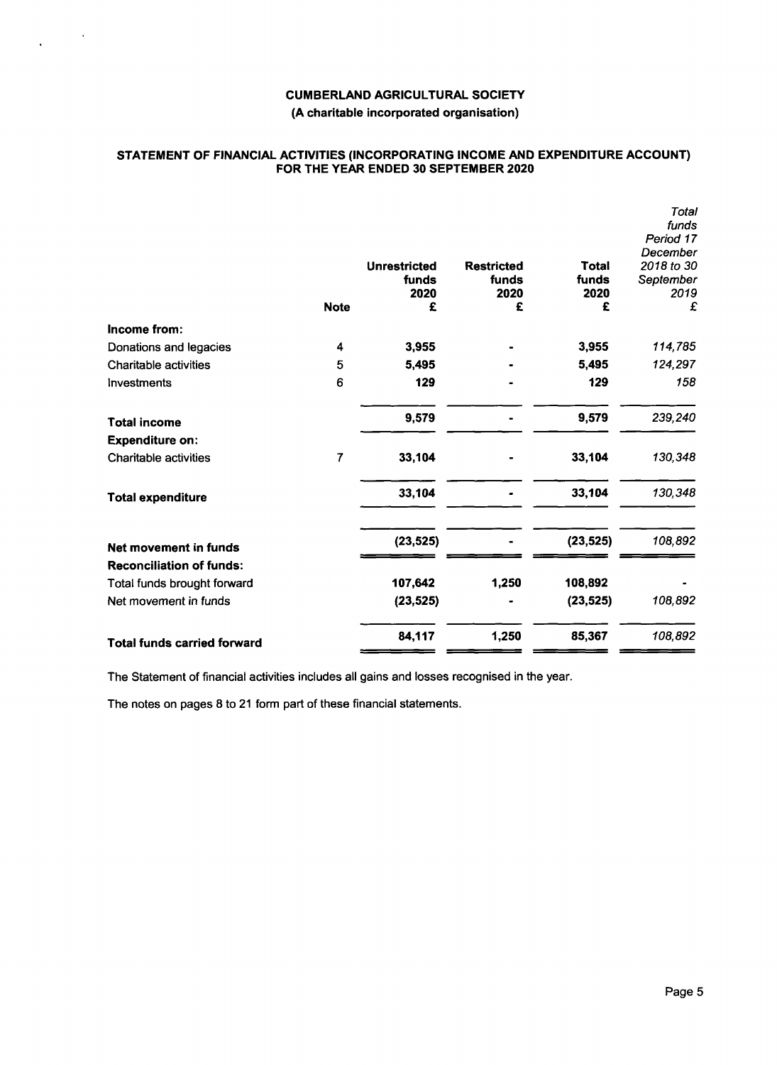**CUMBERLAND AGRICULTURAL SOCIETY**

**(A charitable incorporated organisation)**

**STATEMENT OF FINANCIAL ACTIVITIES (INCORPORATING INCOME AND EXPENDITURE ACCOUNT) FOR THE YEAR ENDED 30 SEPTEMBER 2020**

| | Note | Unrestricted funds 2020 £ | Restricted funds 2020 £ | Total funds 2020 £ | *Total funds Period 17 December 2018 to 30 September 2019 £* |
|---|---|---|---|---|---|
| **Income from:** | | | | | |
| Donations and legacies | 4 | **3,955** | **-** | **3,955** | *114,785* |
| Charitable activities | 5 | **5,495** | **-** | **5,495** | *124,297* |
| Investments | 6 | **129** | **-** | **129** | *158* |
| **Total income** | | **9,579** | **-** | **9,579** | *239,240* |
| **Expenditure on:** | | | | | |
| Charitable activities | 7 | **33,104** | **-** | **33,104** | *130,348* |
| **Total expenditure** | | **33,104** | **-** | **33,104** | *130,348* |
| **Net movement in funds** | | **(23,525)** | **-** | **(23,525)** | *108,892* |
| **Reconciliation of funds:** | | | | | |
| Total funds brought forward | | **107,642** | **1,250** | **108,892** | *-* |
| Net movement in funds | | **(23,525)** | **-** | **(23,525)** | *108,892* |
| **Total funds carried forward** | | **84,117** | **1,250** | **85,367** | *108,892* |

The Statement of financial activities includes all gains and losses recognised in the year.

The notes on pages 8 to 21 form part of these financial statements.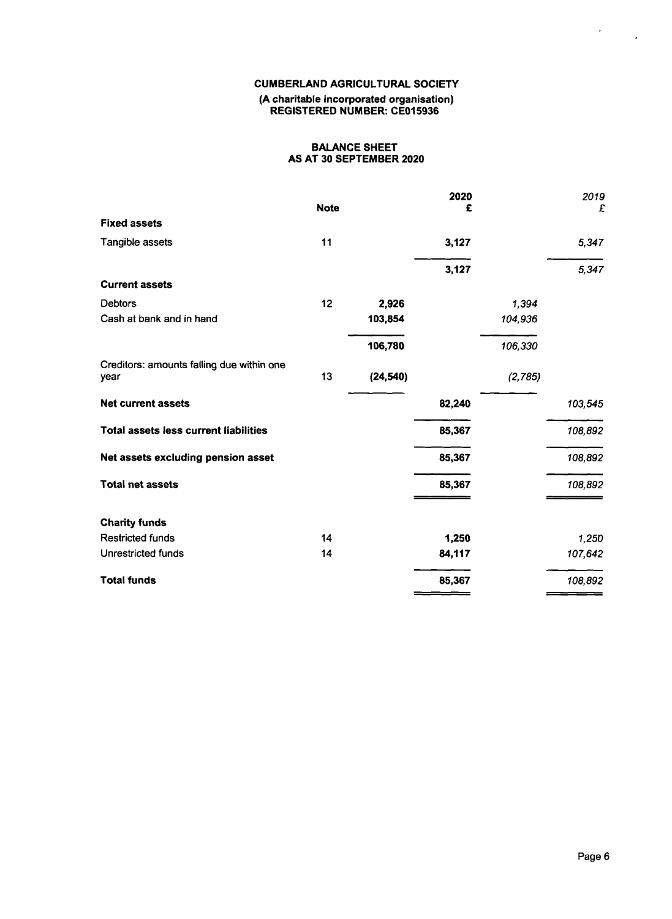# CUMBERLAND AGRICULTURAL SOCIETY

**(A charitable incorporated organisation)**
**REGISTERED NUMBER: CE015936**

## BALANCE SHEET
## AS AT 30 SEPTEMBER 2020

| | Note | | 2020 £ | | *2019 £* |
|---|---|---|---|---|---|
| **Fixed assets** | | | | | |
| Tangible assets | 11 | | **3,127** | | *5,347* |
| | | | **3,127** | | *5,347* |
| **Current assets** | | | | | |
| Debtors | 12 | **2,926** | | *1,394* | |
| Cash at bank and in hand | | **103,854** | | *104,936* | |
| | | **106,780** | | *106,330* | |
| Creditors: amounts falling due within one year | 13 | **(24,540)** | | *(2,785)* | |
| **Net current assets** | | | **82,240** | | *103,545* |
| **Total assets less current liabilities** | | | **85,367** | | *108,892* |
| **Net assets excluding pension asset** | | | **85,367** | | *108,892* |
| **Total net assets** | | | **85,367** | | *108,892* |
| **Charity funds** | | | | | |
| Restricted funds | 14 | | **1,250** | | *1,250* |
| Unrestricted funds | 14 | | **84,117** | | *107,642* |
| **Total funds** | | | **85,367** | | *108,892* |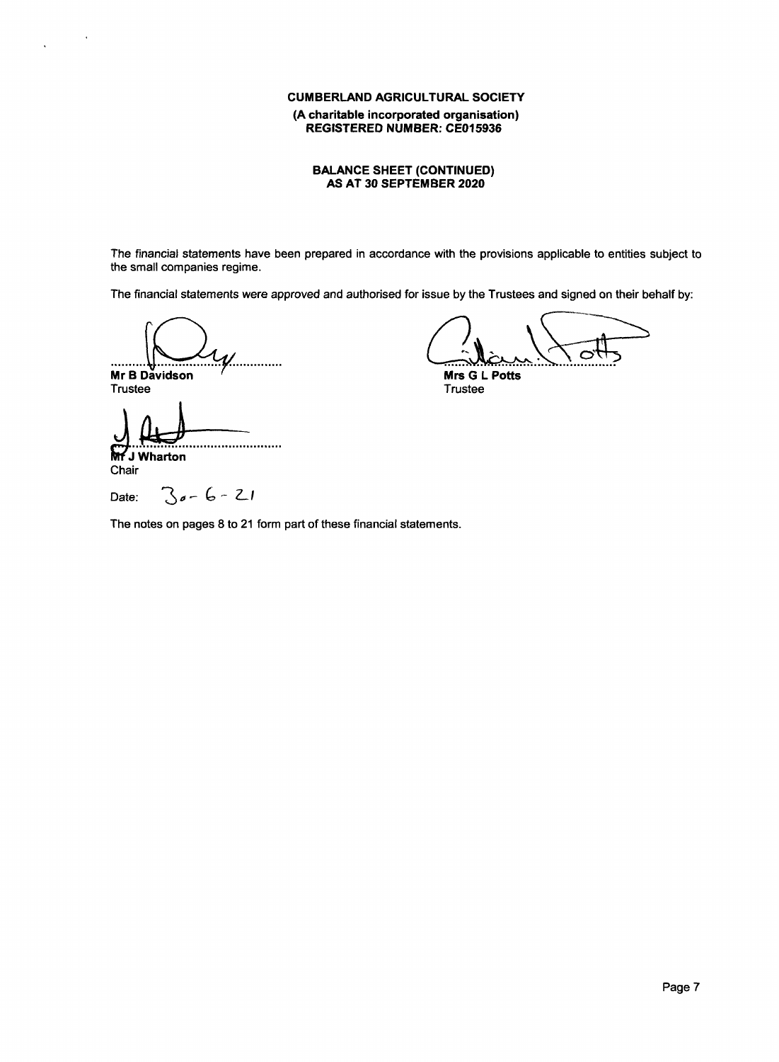**CUMBERLAND AGRICULTURAL SOCIETY**

**(A charitable incorporated organisation)**
**REGISTERED NUMBER: CE015936**

**BALANCE SHEET (CONTINUED)**
**AS AT 30 SEPTEMBER 2020**

The financial statements have been prepared in accordance with the provisions applicable to entities subject to the small companies regime.

The financial statements were approved and authorised for issue by the Trustees and signed on their behalf by:

**Mr B Davidson**
Trustee

**Mrs G L Potts**
Trustee

**Mr J Wharton**
Chair

Date: 30-6-21

The notes on pages 8 to 21 form part of these financial statements.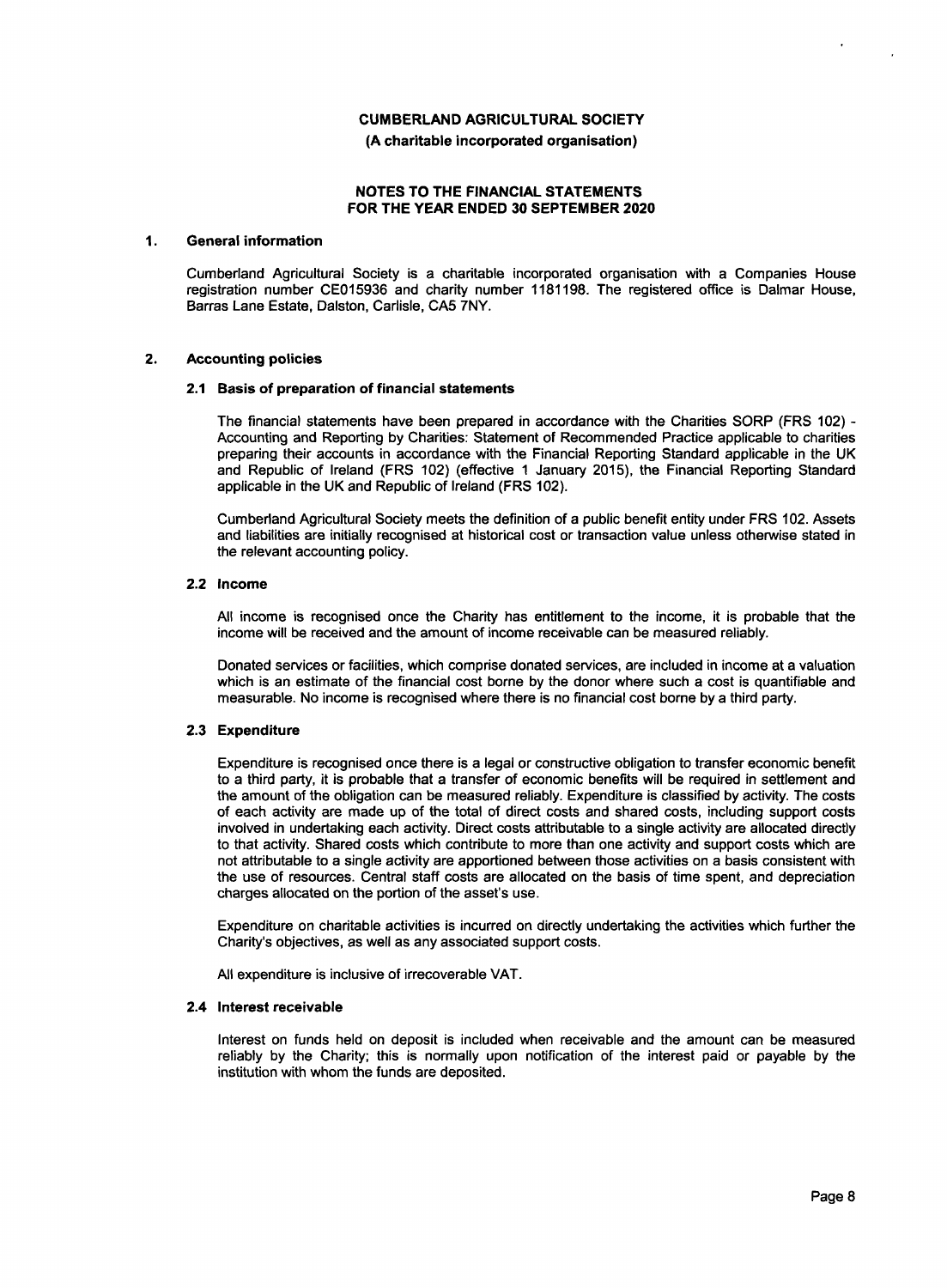**CUMBERLAND AGRICULTURAL SOCIETY**

**(A charitable incorporated organisation)**

**NOTES TO THE FINANCIAL STATEMENTS**
**FOR THE YEAR ENDED 30 SEPTEMBER 2020**

## 1. General information

Cumberland Agricultural Society is a charitable incorporated organisation with a Companies House registration number CE015936 and charity number 1181198. The registered office is Dalmar House, Barras Lane Estate, Dalston, Carlisle, CA5 7NY.

## 2. Accounting policies

### 2.1 Basis of preparation of financial statements

The financial statements have been prepared in accordance with the Charities SORP (FRS 102) - Accounting and Reporting by Charities: Statement of Recommended Practice applicable to charities preparing their accounts in accordance with the Financial Reporting Standard applicable in the UK and Republic of Ireland (FRS 102) (effective 1 January 2015), the Financial Reporting Standard applicable in the UK and Republic of Ireland (FRS 102).

Cumberland Agricultural Society meets the definition of a public benefit entity under FRS 102. Assets and liabilities are initially recognised at historical cost or transaction value unless otherwise stated in the relevant accounting policy.

### 2.2 Income

All income is recognised once the Charity has entitlement to the income, it is probable that the income will be received and the amount of income receivable can be measured reliably.

Donated services or facilities, which comprise donated services, are included in income at a valuation which is an estimate of the financial cost borne by the donor where such a cost is quantifiable and measurable. No income is recognised where there is no financial cost borne by a third party.

### 2.3 Expenditure

Expenditure is recognised once there is a legal or constructive obligation to transfer economic benefit to a third party, it is probable that a transfer of economic benefits will be required in settlement and the amount of the obligation can be measured reliably. Expenditure is classified by activity. The costs of each activity are made up of the total of direct costs and shared costs, including support costs involved in undertaking each activity. Direct costs attributable to a single activity are allocated directly to that activity. Shared costs which contribute to more than one activity and support costs which are not attributable to a single activity are apportioned between those activities on a basis consistent with the use of resources. Central staff costs are allocated on the basis of time spent, and depreciation charges allocated on the portion of the asset's use.

Expenditure on charitable activities is incurred on directly undertaking the activities which further the Charity's objectives, as well as any associated support costs.

All expenditure is inclusive of irrecoverable VAT.

### 2.4 Interest receivable

Interest on funds held on deposit is included when receivable and the amount can be measured reliably by the Charity; this is normally upon notification of the interest paid or payable by the institution with whom the funds are deposited.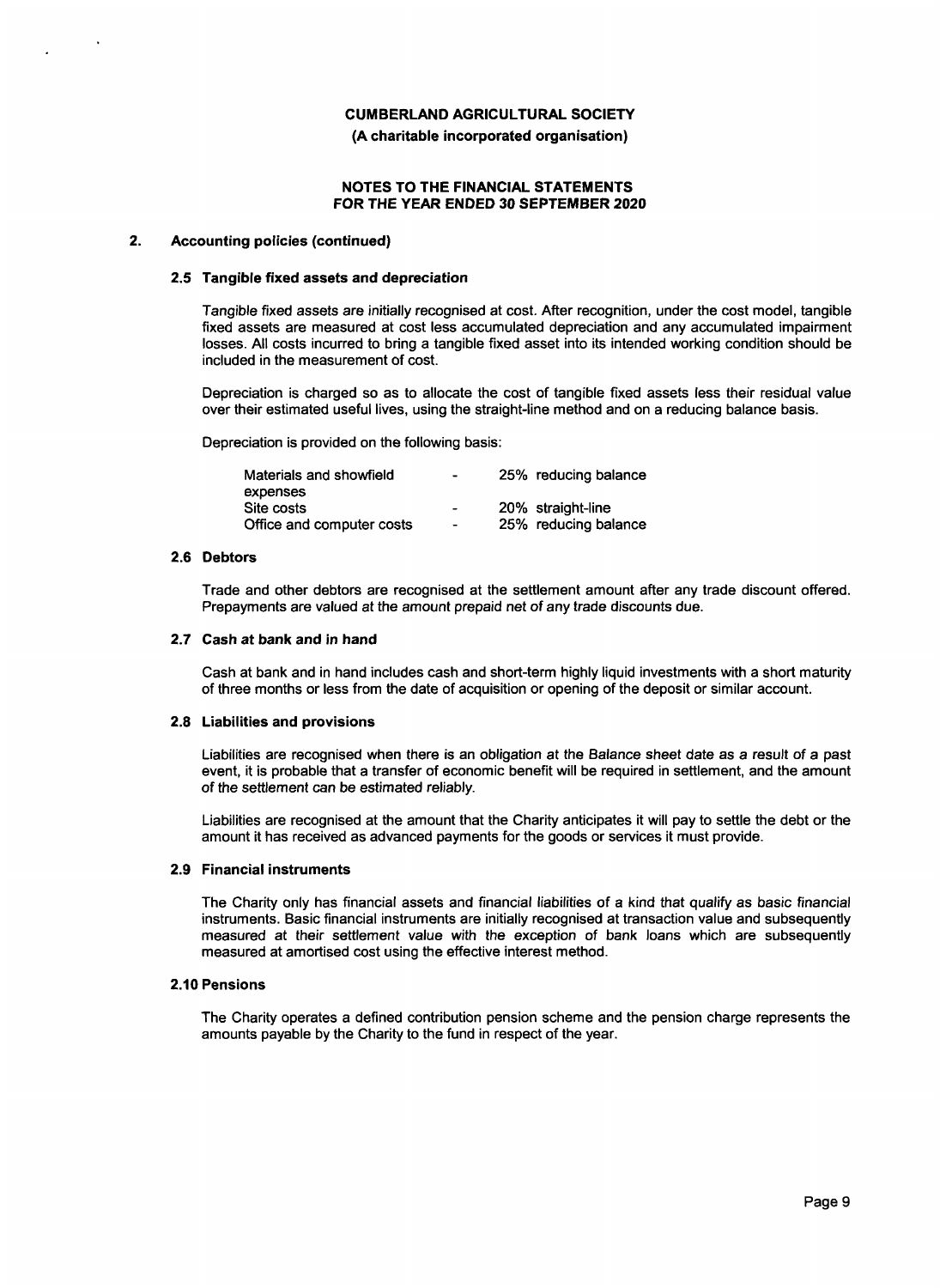**CUMBERLAND AGRICULTURAL SOCIETY**

**(A charitable incorporated organisation)**

**NOTES TO THE FINANCIAL STATEMENTS**
**FOR THE YEAR ENDED 30 SEPTEMBER 2020**

## 2. Accounting policies (continued)

### 2.5 Tangible fixed assets and depreciation

Tangible fixed assets are initially recognised at cost. After recognition, under the cost model, tangible fixed assets are measured at cost less accumulated depreciation and any accumulated impairment losses. All costs incurred to bring a tangible fixed asset into its intended working condition should be included in the measurement of cost.

Depreciation is charged so as to allocate the cost of tangible fixed assets less their residual value over their estimated useful lives, using the straight-line method and on a reducing balance basis.

Depreciation is provided on the following basis:

| | | |
|---|---|---|
| Materials and showfield expenses | - | 25% reducing balance |
| Site costs | - | 20% straight-line |
| Office and computer costs | - | 25% reducing balance |

### 2.6 Debtors

Trade and other debtors are recognised at the settlement amount after any trade discount offered. Prepayments are valued at the amount prepaid net of any trade discounts due.

### 2.7 Cash at bank and in hand

Cash at bank and in hand includes cash and short-term highly liquid investments with a short maturity of three months or less from the date of acquisition or opening of the deposit or similar account.

### 2.8 Liabilities and provisions

Liabilities are recognised when there is an obligation at the Balance sheet date as a result of a past event, it is probable that a transfer of economic benefit will be required in settlement, and the amount of the settlement can be estimated reliably.

Liabilities are recognised at the amount that the Charity anticipates it will pay to settle the debt or the amount it has received as advanced payments for the goods or services it must provide.

### 2.9 Financial instruments

The Charity only has financial assets and financial liabilities of a kind that qualify as basic financial instruments. Basic financial instruments are initially recognised at transaction value and subsequently measured at their settlement value with the exception of bank loans which are subsequently measured at amortised cost using the effective interest method.

### 2.10 Pensions

The Charity operates a defined contribution pension scheme and the pension charge represents the amounts payable by the Charity to the fund in respect of the year.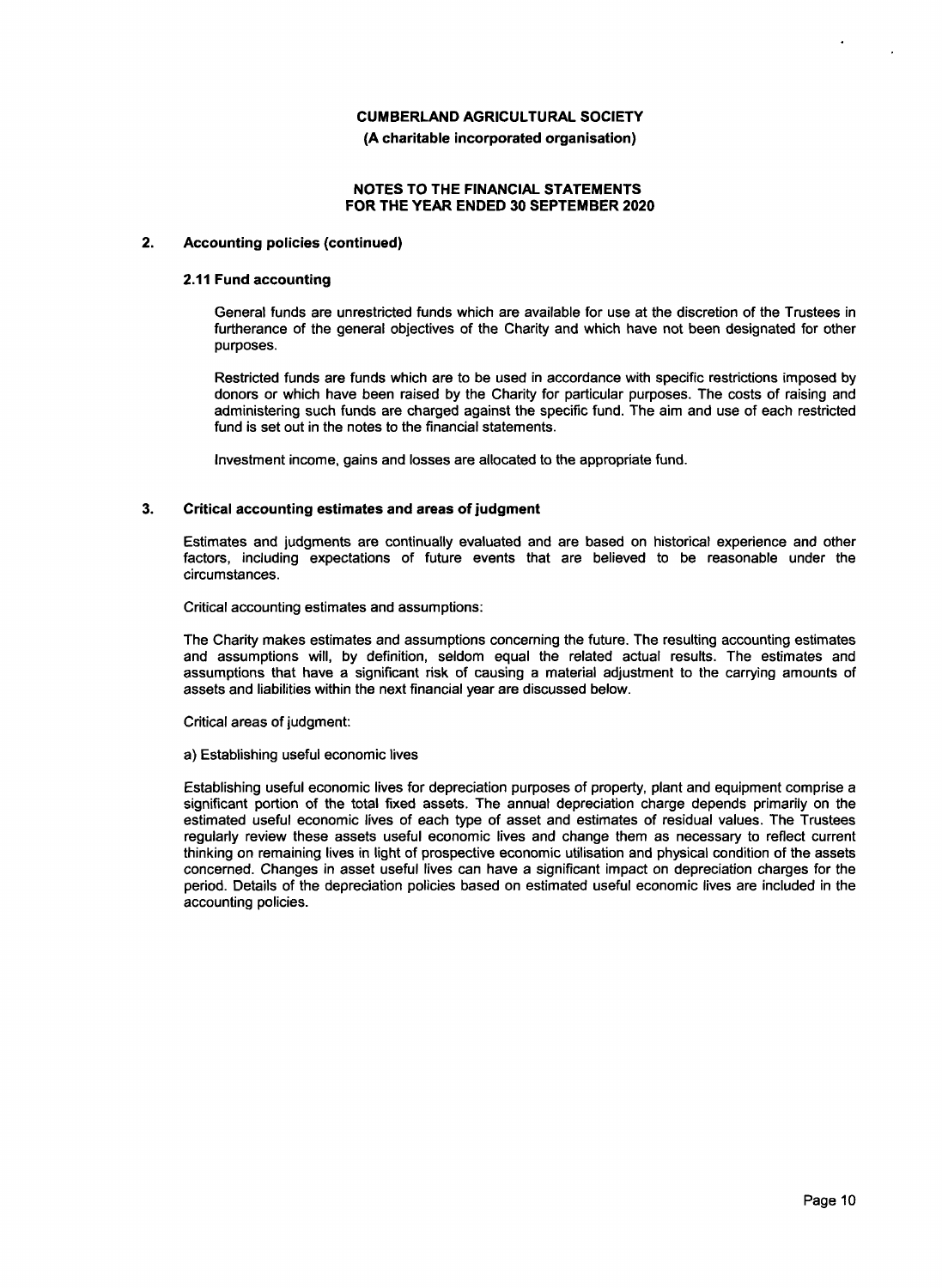**CUMBERLAND AGRICULTURAL SOCIETY**
**(A charitable incorporated organisation)**

**NOTES TO THE FINANCIAL STATEMENTS**
**FOR THE YEAR ENDED 30 SEPTEMBER 2020**

## 2. Accounting policies (continued)

### 2.11 Fund accounting

General funds are unrestricted funds which are available for use at the discretion of the Trustees in furtherance of the general objectives of the Charity and which have not been designated for other purposes.

Restricted funds are funds which are to be used in accordance with specific restrictions imposed by donors or which have been raised by the Charity for particular purposes. The costs of raising and administering such funds are charged against the specific fund. The aim and use of each restricted fund is set out in the notes to the financial statements.

Investment income, gains and losses are allocated to the appropriate fund.

## 3. Critical accounting estimates and areas of judgment

Estimates and judgments are continually evaluated and are based on historical experience and other factors, including expectations of future events that are believed to be reasonable under the circumstances.

Critical accounting estimates and assumptions:

The Charity makes estimates and assumptions concerning the future. The resulting accounting estimates and assumptions will, by definition, seldom equal the related actual results. The estimates and assumptions that have a significant risk of causing a material adjustment to the carrying amounts of assets and liabilities within the next financial year are discussed below.

Critical areas of judgment:

a) Establishing useful economic lives

Establishing useful economic lives for depreciation purposes of property, plant and equipment comprise a significant portion of the total fixed assets. The annual depreciation charge depends primarily on the estimated useful economic lives of each type of asset and estimates of residual values. The Trustees regularly review these assets useful economic lives and change them as necessary to reflect current thinking on remaining lives in light of prospective economic utilisation and physical condition of the assets concerned. Changes in asset useful lives can have a significant impact on depreciation charges for the period. Details of the depreciation policies based on estimated useful economic lives are included in the accounting policies.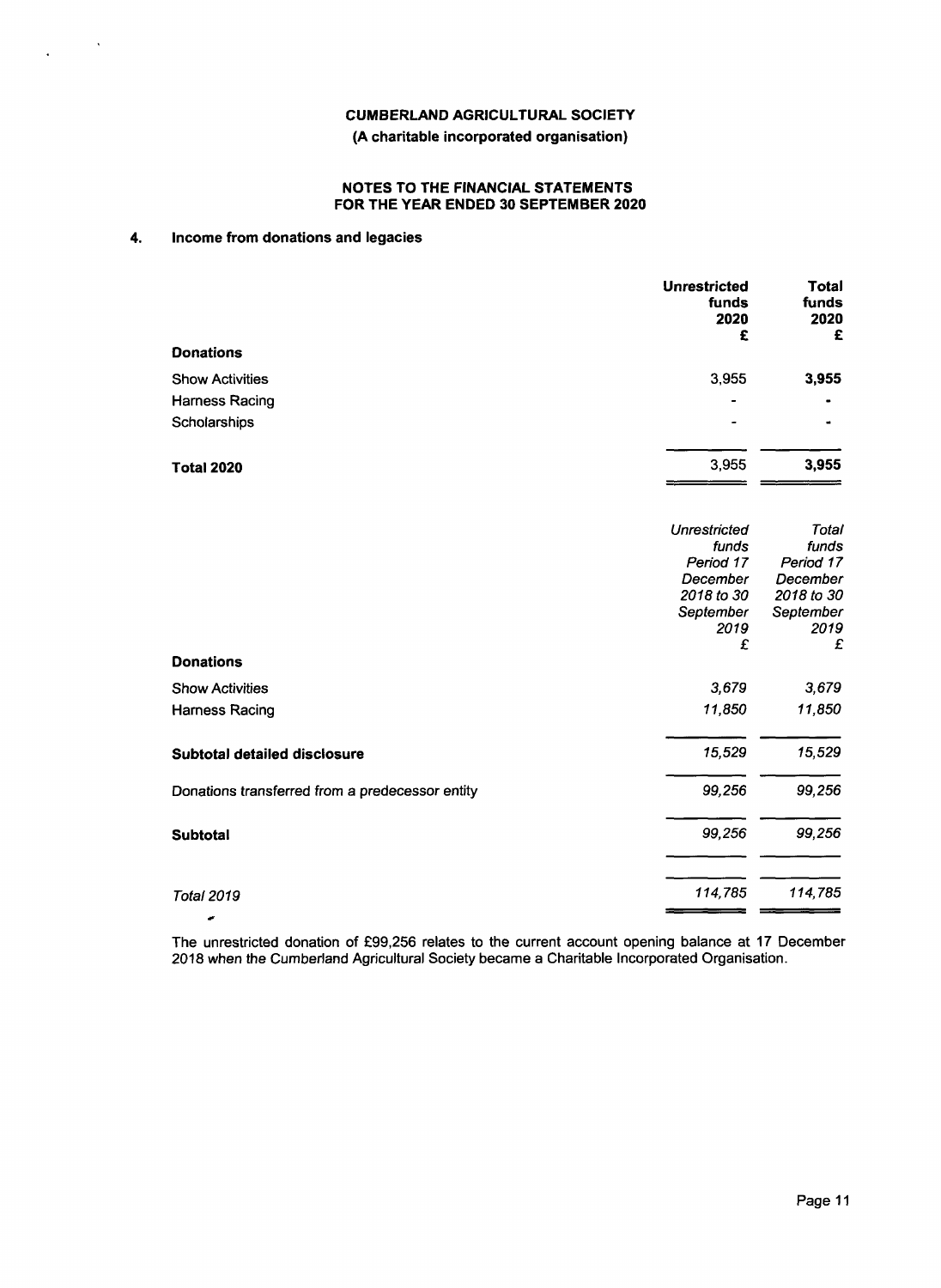# CUMBERLAND AGRICULTURAL SOCIETY

**(A charitable incorporated organisation)**

**NOTES TO THE FINANCIAL STATEMENTS FOR THE YEAR ENDED 30 SEPTEMBER 2020**

## 4. Income from donations and legacies

| | Unrestricted funds 2020 £ | Total funds 2020 £ |
|---|---|---|
| **Donations** | | |
| Show Activities | 3,955 | **3,955** |
| Harness Racing | - | - |
| Scholarships | - | - |
| **Total 2020** | 3,955 | **3,955** |

| | *Unrestricted funds Period 17 December 2018 to 30 September 2019 £* | *Total funds Period 17 December 2018 to 30 September 2019 £* |
|---|---|---|
| **Donations** | | |
| Show Activities | *3,679* | *3,679* |
| Harness Racing | *11,850* | *11,850* |
| **Subtotal detailed disclosure** | *15,529* | *15,529* |
| Donations transferred from a predecessor entity | *99,256* | *99,256* |
| **Subtotal** | *99,256* | *99,256* |
| *Total 2019* | *114,785* | *114,785* |

The unrestricted donation of £99,256 relates to the current account opening balance at 17 December 2018 when the Cumberland Agricultural Society became a Charitable Incorporated Organisation.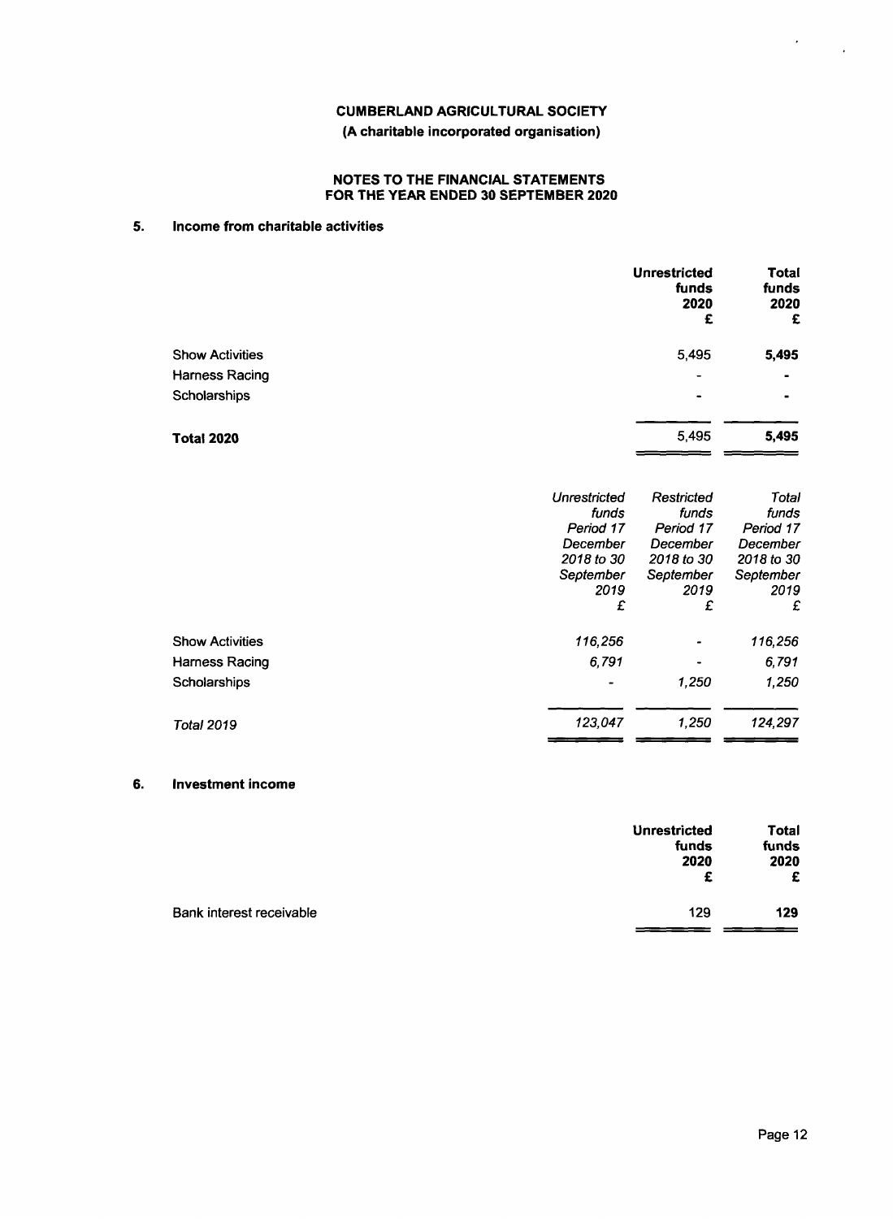**CUMBERLAND AGRICULTURAL SOCIETY**

**(A charitable incorporated organisation)**

**NOTES TO THE FINANCIAL STATEMENTS FOR THE YEAR ENDED 30 SEPTEMBER 2020**

## 5. Income from charitable activities

| | Unrestricted funds 2020 £ | Total funds 2020 £ |
|---|---|---|
| Show Activities | 5,495 | **5,495** |
| Harness Racing | - | - |
| Scholarships | - | - |
| **Total 2020** | 5,495 | **5,495** |

| | *Unrestricted funds Period 17 December 2018 to 30 September 2019 £* | *Restricted funds Period 17 December 2018 to 30 September 2019 £* | *Total funds Period 17 December 2018 to 30 September 2019 £* |
|---|---|---|---|
| Show Activities | *116,256* | - | *116,256* |
| Harness Racing | *6,791* | - | *6,791* |
| Scholarships | - | *1,250* | *1,250* |
| *Total 2019* | *123,047* | *1,250* | *124,297* |

## 6. Investment income

| | Unrestricted funds 2020 £ | Total funds 2020 £ |
|---|---|---|
| Bank interest receivable | 129 | **129** |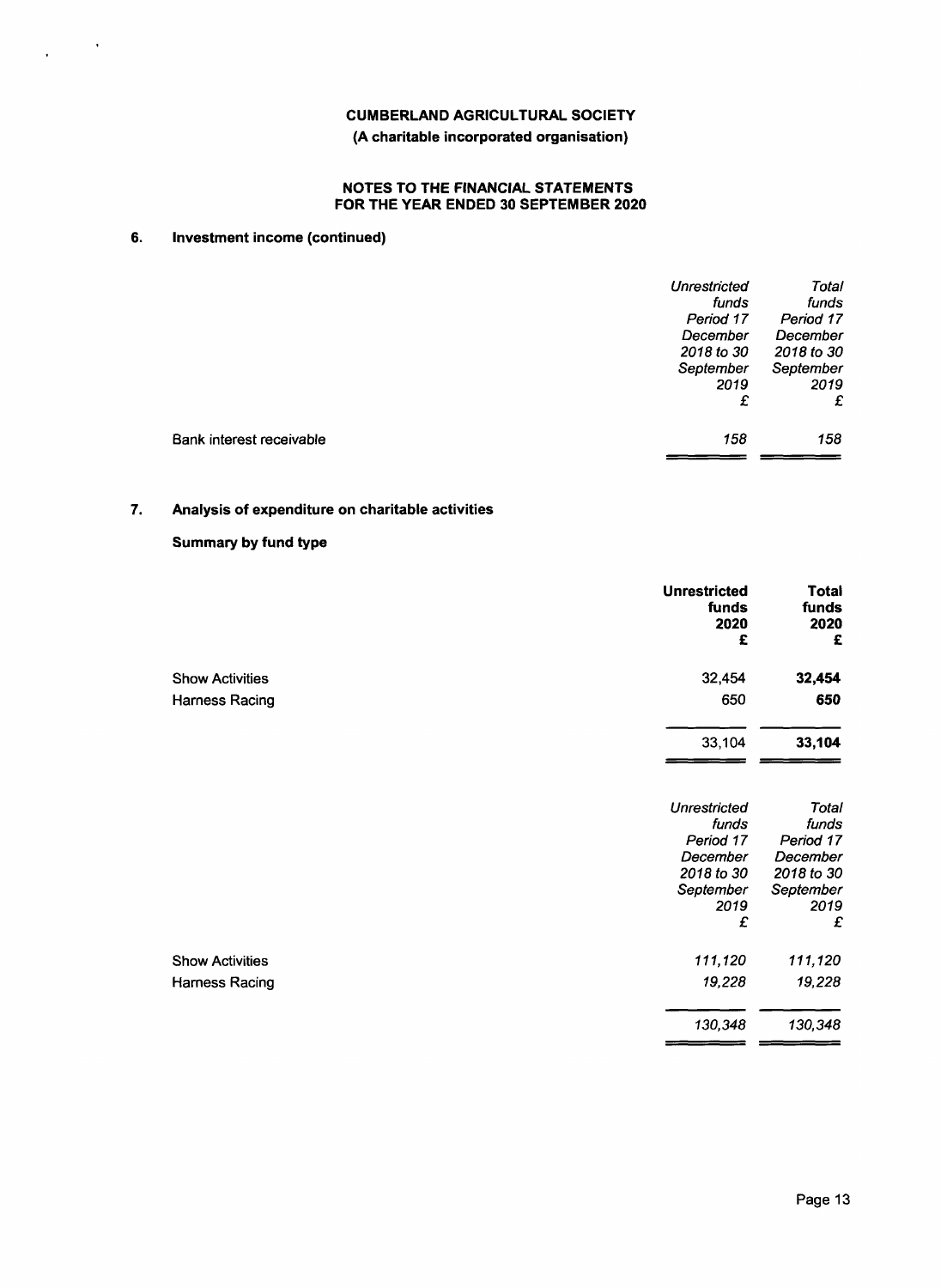**CUMBERLAND AGRICULTURAL SOCIETY**

**(A charitable incorporated organisation)**

**NOTES TO THE FINANCIAL STATEMENTS FOR THE YEAR ENDED 30 SEPTEMBER 2020**

## 6. Investment income (continued)

| | *Unrestricted funds Period 17 December 2018 to 30 September 2019* | *Total funds Period 17 December 2018 to 30 September 2019* |
|---|---|---|
| | *£* | *£* |
| Bank interest receivable | *158* | *158* |

## 7. Analysis of expenditure on charitable activities

### Summary by fund type

| | **Unrestricted funds 2020** | **Total funds 2020** |
|---|---|---|
| | **£** | **£** |
| Show Activities | 32,454 | **32,454** |
| Harness Racing | 650 | **650** |
| | 33,104 | **33,104** |

| | *Unrestricted funds Period 17 December 2018 to 30 September 2019* | *Total funds Period 17 December 2018 to 30 September 2019* |
|---|---|---|
| | *£* | *£* |
| Show Activities | *111,120* | *111,120* |
| Harness Racing | *19,228* | *19,228* |
| | *130,348* | *130,348* |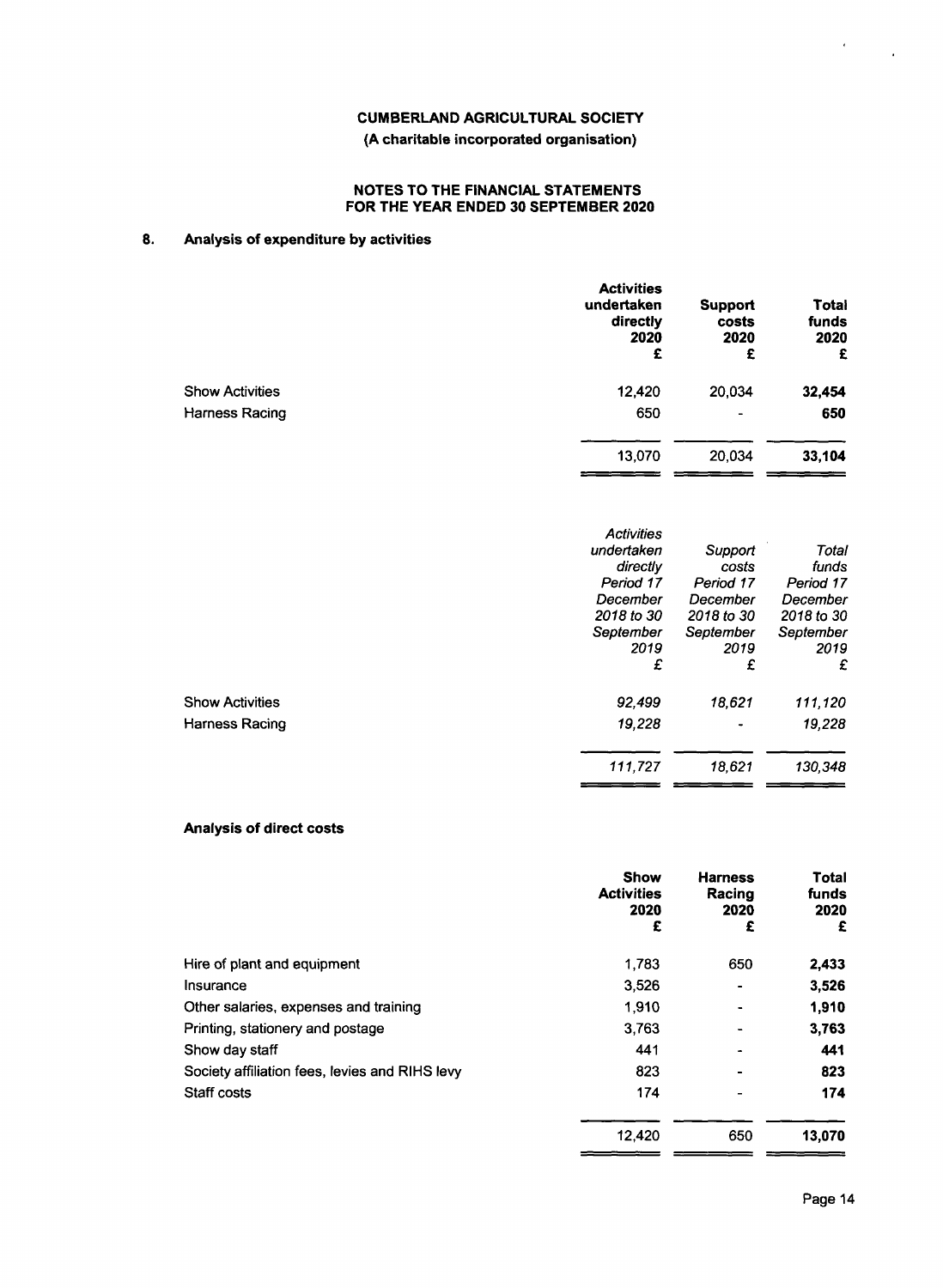**CUMBERLAND AGRICULTURAL SOCIETY**

**(A charitable incorporated organisation)**

**NOTES TO THE FINANCIAL STATEMENTS**
**FOR THE YEAR ENDED 30 SEPTEMBER 2020**

## 8. Analysis of expenditure by activities

| | Activities undertaken directly 2020 £ | Support costs 2020 £ | Total funds 2020 £ |
|---|---|---|---|
| Show Activities | 12,420 | 20,034 | **32,454** |
| Harness Racing | 650 | - | **650** |
| | 13,070 | 20,034 | **33,104** |

| | *Activities undertaken directly Period 17 December 2018 to 30 September 2019 £* | *Support costs Period 17 December 2018 to 30 September 2019 £* | *Total funds Period 17 December 2018 to 30 September 2019 £* |
|---|---|---|---|
| Show Activities | *92,499* | *18,621* | *111,120* |
| Harness Racing | *19,228* | - | *19,228* |
| | *111,727* | *18,621* | *130,348* |

### Analysis of direct costs

| | Show Activities 2020 £ | Harness Racing 2020 £ | Total funds 2020 £ |
|---|---|---|---|
| Hire of plant and equipment | 1,783 | 650 | **2,433** |
| Insurance | 3,526 | - | **3,526** |
| Other salaries, expenses and training | 1,910 | - | **1,910** |
| Printing, stationery and postage | 3,763 | - | **3,763** |
| Show day staff | 441 | - | **441** |
| Society affiliation fees, levies and RIHS levy | 823 | - | **823** |
| Staff costs | 174 | - | **174** |
| | 12,420 | 650 | **13,070** |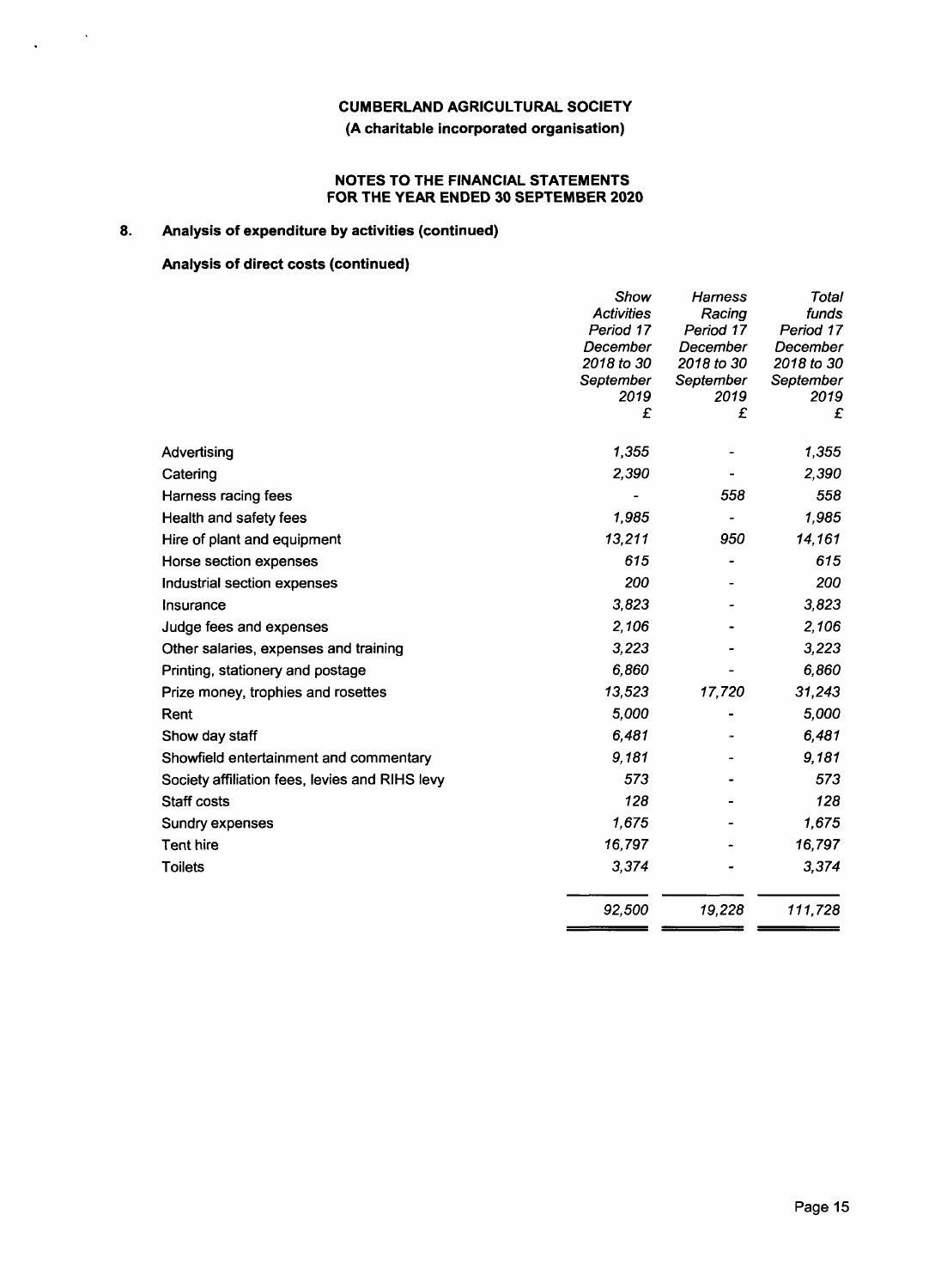**CUMBERLAND AGRICULTURAL SOCIETY**

**(A charitable incorporated organisation)**

**NOTES TO THE FINANCIAL STATEMENTS**
**FOR THE YEAR ENDED 30 SEPTEMBER 2020**

## 8. Analysis of expenditure by activities (continued)

### Analysis of direct costs (continued)

| | *Show Activities Period 17 December 2018 to 30 September 2019* | *Harness Racing Period 17 December 2018 to 30 September 2019* | *Total funds Period 17 December 2018 to 30 September 2019* |
|---|---|---|---|
| | *£* | *£* | *£* |
| Advertising | *1,355* | *-* | *1,355* |
| Catering | *2,390* | *-* | *2,390* |
| Harness racing fees | *-* | *558* | *558* |
| Health and safety fees | *1,985* | *-* | *1,985* |
| Hire of plant and equipment | *13,211* | *950* | *14,161* |
| Horse section expenses | *615* | *-* | *615* |
| Industrial section expenses | *200* | *-* | *200* |
| Insurance | *3,823* | *-* | *3,823* |
| Judge fees and expenses | *2,106* | *-* | *2,106* |
| Other salaries, expenses and training | *3,223* | *-* | *3,223* |
| Printing, stationery and postage | *6,860* | *-* | *6,860* |
| Prize money, trophies and rosettes | *13,523* | *17,720* | *31,243* |
| Rent | *5,000* | *-* | *5,000* |
| Show day staff | *6,481* | *-* | *6,481* |
| Showfield entertainment and commentary | *9,181* | *-* | *9,181* |
| Society affiliation fees, levies and RIHS levy | *573* | *-* | *573* |
| Staff costs | *128* | *-* | *128* |
| Sundry expenses | *1,675* | *-* | *1,675* |
| Tent hire | *16,797* | *-* | *16,797* |
| Toilets | *3,374* | *-* | *3,374* |
| | *92,500* | *19,228* | *111,728* |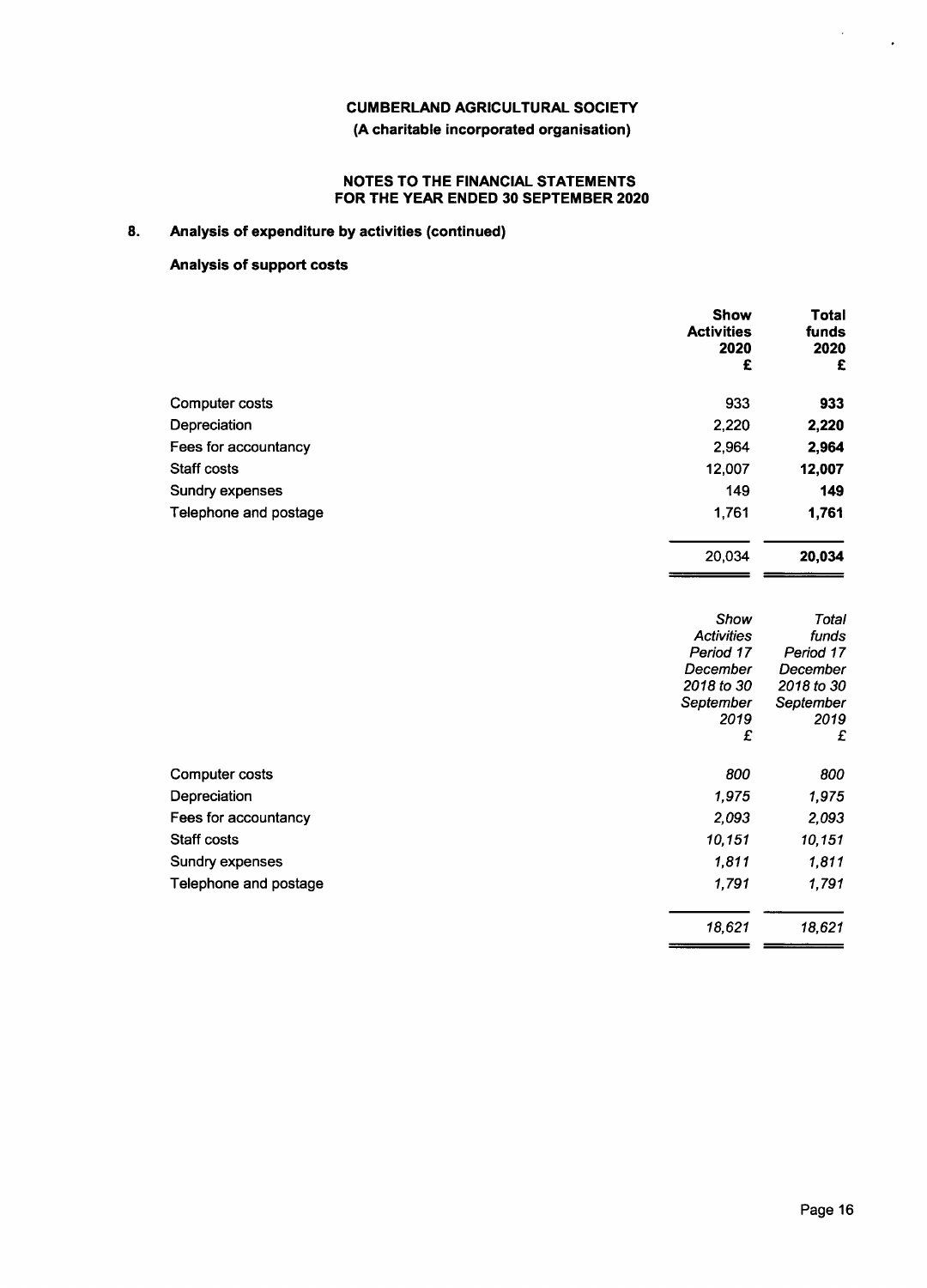**CUMBERLAND AGRICULTURAL SOCIETY**

**(A charitable incorporated organisation)**

**NOTES TO THE FINANCIAL STATEMENTS**
**FOR THE YEAR ENDED 30 SEPTEMBER 2020**

## 8. Analysis of expenditure by activities (continued)

### Analysis of support costs

| | **Show Activities 2020 £** | **Total funds 2020 £** |
|---|---|---|
| Computer costs | 933 | **933** |
| Depreciation | 2,220 | **2,220** |
| Fees for accountancy | 2,964 | **2,964** |
| Staff costs | 12,007 | **12,007** |
| Sundry expenses | 149 | **149** |
| Telephone and postage | 1,761 | **1,761** |
| | 20,034 | **20,034** |

| | *Show Activities Period 17 December 2018 to 30 September 2019 £* | *Total funds Period 17 December 2018 to 30 September 2019 £* |
|---|---|---|
| Computer costs | *800* | *800* |
| Depreciation | *1,975* | *1,975* |
| Fees for accountancy | *2,093* | *2,093* |
| Staff costs | *10,151* | *10,151* |
| Sundry expenses | *1,811* | *1,811* |
| Telephone and postage | *1,791* | *1,791* |
| | *18,621* | *18,621* |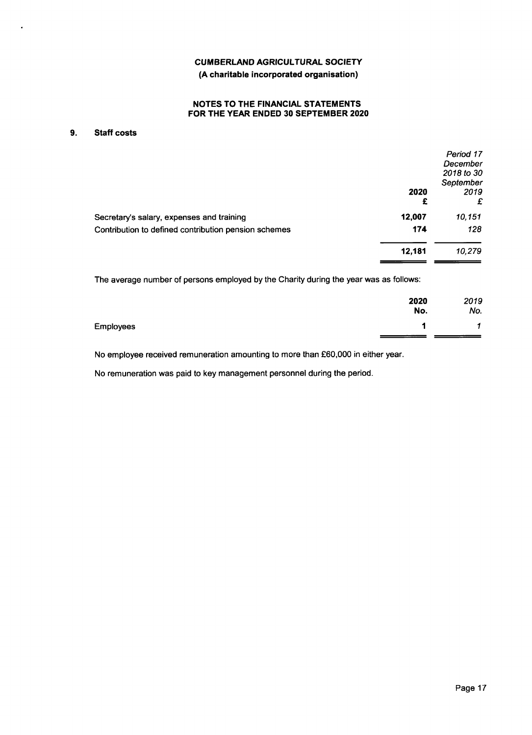**CUMBERLAND AGRICULTURAL SOCIETY**
**(A charitable incorporated organisation)**

**NOTES TO THE FINANCIAL STATEMENTS FOR THE YEAR ENDED 30 SEPTEMBER 2020**

## 9. Staff costs

| | **2020** **£** | *Period 17 December 2018 to 30 September 2019* *£* |
|---|---|---|
| Secretary's salary, expenses and training | **12,007** | *10,151* |
| Contribution to defined contribution pension schemes | **174** | *128* |
| | **12,181** | *10,279* |

The average number of persons employed by the Charity during the year was as follows:

| | **2020** **No.** | *2019* *No.* |
|---|---|---|
| Employees | **1** | *1* |

No employee received remuneration amounting to more than £60,000 in either year.

No remuneration was paid to key management personnel during the period.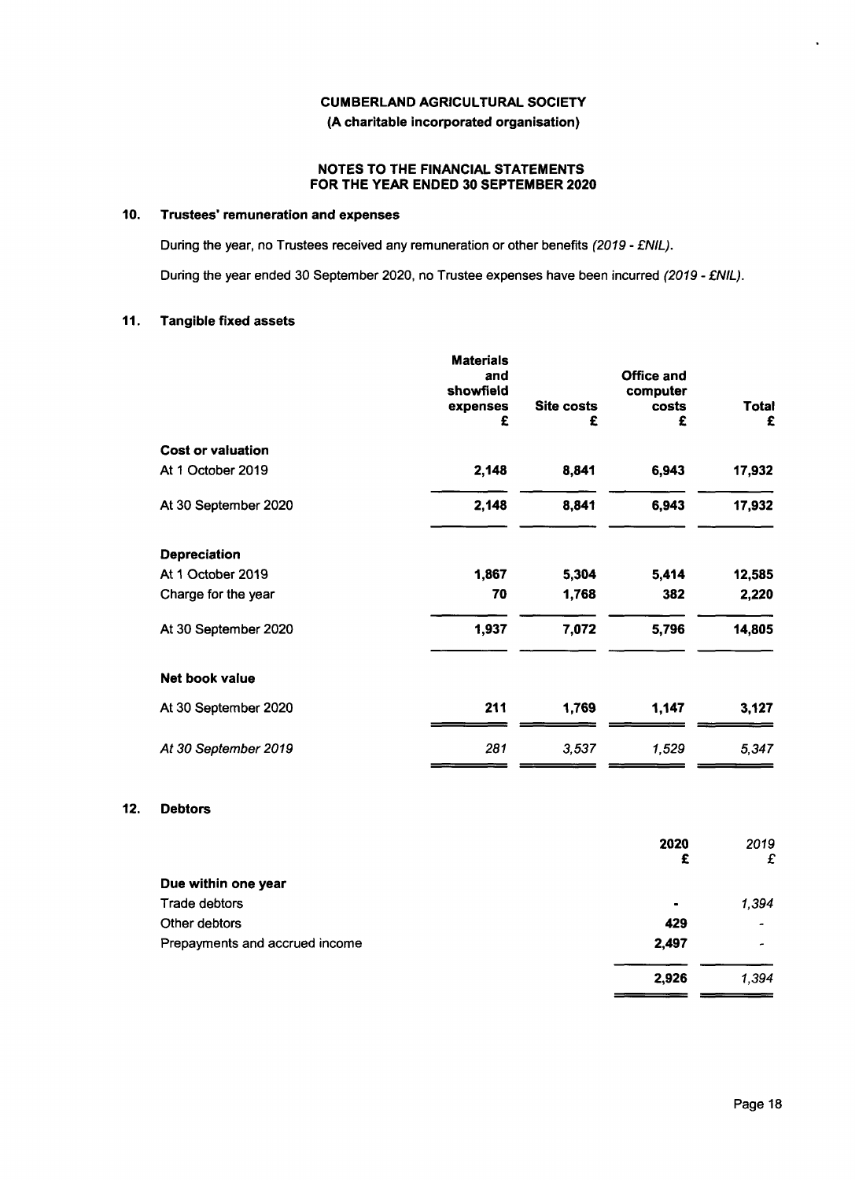# CUMBERLAND AGRICULTURAL SOCIETY

**(A charitable incorporated organisation)**

**NOTES TO THE FINANCIAL STATEMENTS FOR THE YEAR ENDED 30 SEPTEMBER 2020**

## 10. Trustees' remuneration and expenses

During the year, no Trustees received any remuneration or other benefits *(2019 - £NIL)*.

During the year ended 30 September 2020, no Trustee expenses have been incurred *(2019 - £NIL)*.

## 11. Tangible fixed assets

| | Materials and showfield expenses £ | Site costs £ | Office and computer costs £ | Total £ |
|---|---|---|---|---|
| **Cost or valuation** | | | | |
| At 1 October 2019 | **2,148** | **8,841** | **6,943** | **17,932** |
| At 30 September 2020 | **2,148** | **8,841** | **6,943** | **17,932** |
| **Depreciation** | | | | |
| At 1 October 2019 | **1,867** | **5,304** | **5,414** | **12,585** |
| Charge for the year | **70** | **1,768** | **382** | **2,220** |
| At 30 September 2020 | **1,937** | **7,072** | **5,796** | **14,805** |
| **Net book value** | | | | |
| At 30 September 2020 | **211** | **1,769** | **1,147** | **3,127** |
| *At 30 September 2019* | *281* | *3,537* | *1,529* | *5,347* |

## 12. Debtors

| | 2020 £ | *2019 £* |
|---|---|---|
| **Due within one year** | | |
| Trade debtors | - | *1,394* |
| Other debtors | **429** | *-* |
| Prepayments and accrued income | **2,497** | *-* |
| | **2,926** | *1,394* |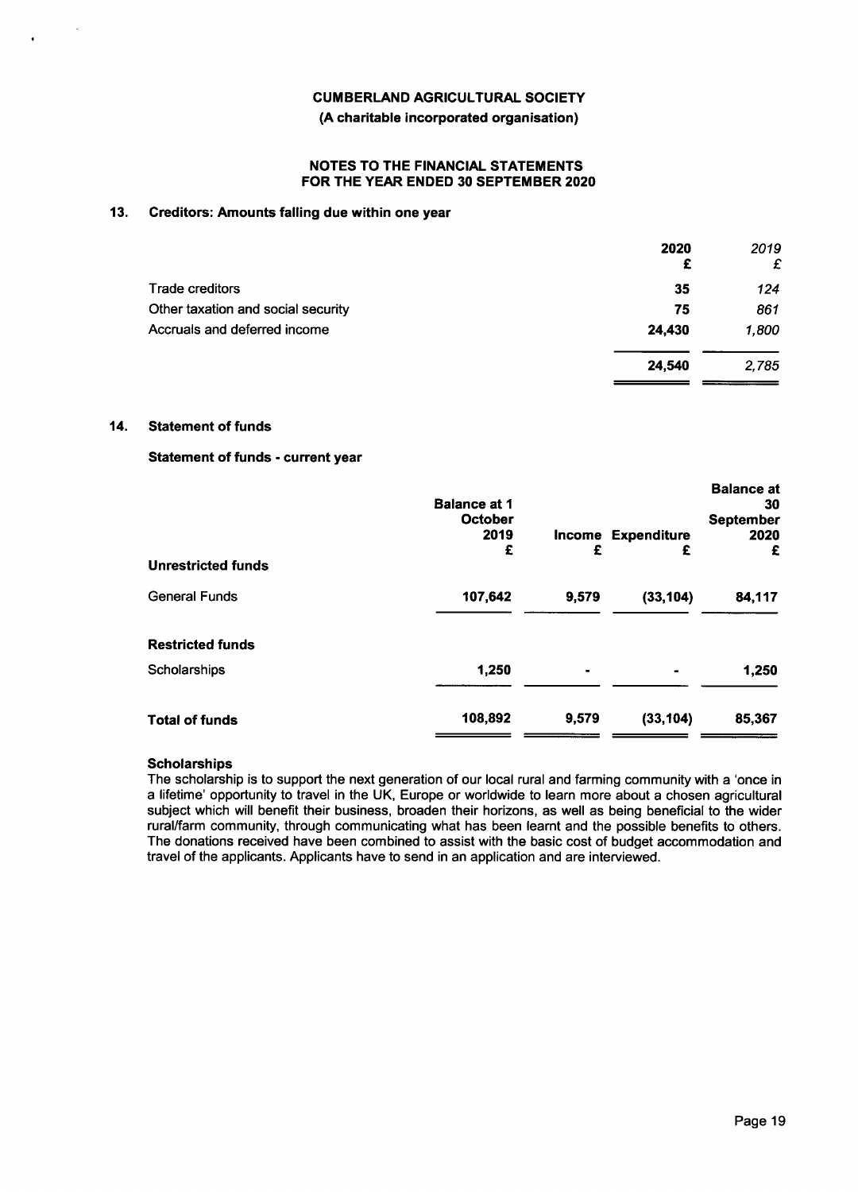**CUMBERLAND AGRICULTURAL SOCIETY**

**(A charitable incorporated organisation)**

**NOTES TO THE FINANCIAL STATEMENTS**
**FOR THE YEAR ENDED 30 SEPTEMBER 2020**

## 13. Creditors: Amounts falling due within one year

| | 2020 £ | *2019 £* |
|---|---|---|
| Trade creditors | **35** | *124* |
| Other taxation and social security | **75** | *861* |
| Accruals and deferred income | **24,430** | *1,800* |
| | **24,540** | *2,785* |

## 14. Statement of funds

### Statement of funds - current year

| | Balance at 1 October 2019 £ | Income £ | Expenditure £ | Balance at 30 September 2020 £ |
|---|---|---|---|---|
| **Unrestricted funds** | | | | |
| General Funds | 107,642 | 9,579 | (33,104) | 84,117 |
| **Restricted funds** | | | | |
| Scholarships | 1,250 | - | - | 1,250 |
| **Total of funds** | 108,892 | 9,579 | (33,104) | 85,367 |

**Scholarships**

The scholarship is to support the next generation of our local rural and farming community with a 'once in a lifetime' opportunity to travel in the UK, Europe or worldwide to learn more about a chosen agricultural subject which will benefit their business, broaden their horizons, as well as being beneficial to the wider rural/farm community, through communicating what has been learnt and the possible benefits to others. The donations received have been combined to assist with the basic cost of budget accommodation and travel of the applicants. Applicants have to send in an application and are interviewed.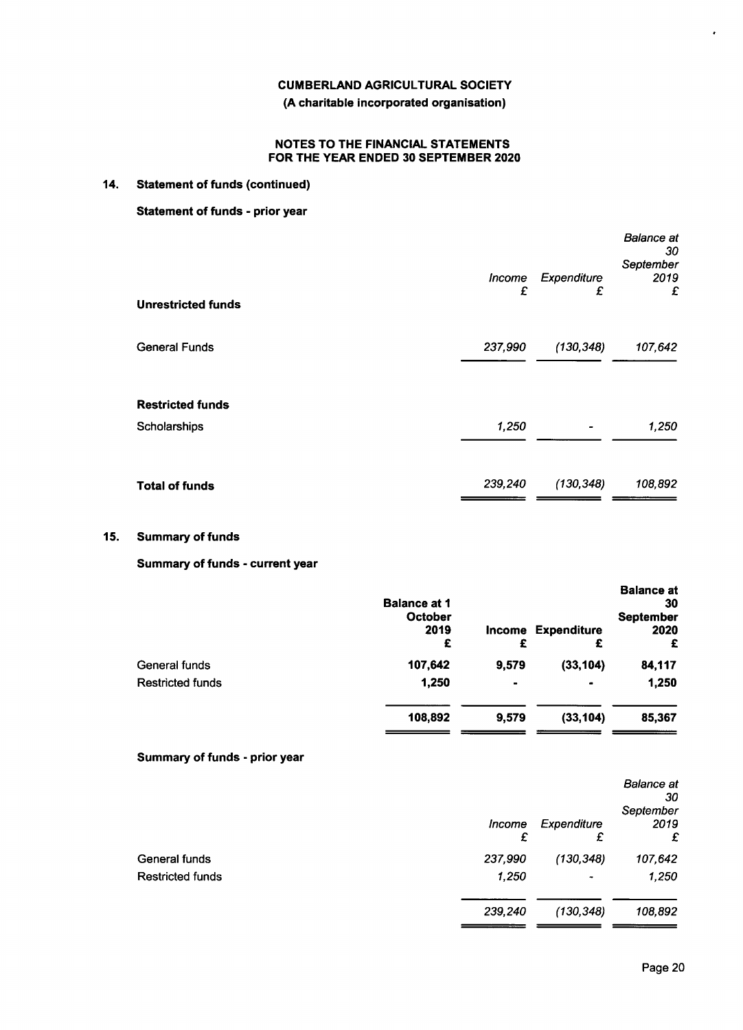**CUMBERLAND AGRICULTURAL SOCIETY**
**(A charitable incorporated organisation)**

**NOTES TO THE FINANCIAL STATEMENTS**
**FOR THE YEAR ENDED 30 SEPTEMBER 2020**

## 14. Statement of funds (continued)

### Statement of funds - prior year

| | *Income* £ | *Expenditure* £ | *Balance at 30 September 2019* £ |
|---|---|---|---|
| **Unrestricted funds** | | | |
| General Funds | *237,990* | *(130,348)* | *107,642* |
| **Restricted funds** | | | |
| Scholarships | *1,250* | *-* | *1,250* |
| **Total of funds** | *239,240* | *(130,348)* | *108,892* |

## 15. Summary of funds

### Summary of funds - current year

| | **Balance at 1 October 2019** £ | **Income** £ | **Expenditure** £ | **Balance at 30 September 2020** £ |
|---|---|---|---|---|
| General funds | **107,642** | **9,579** | **(33,104)** | **84,117** |
| Restricted funds | **1,250** | **-** | **-** | **1,250** |
| | **108,892** | **9,579** | **(33,104)** | **85,367** |

### Summary of funds - prior year

| | *Income* £ | *Expenditure* £ | *Balance at 30 September 2019* £ |
|---|---|---|---|
| General funds | *237,990* | *(130,348)* | *107,642* |
| Restricted funds | *1,250* | *-* | *1,250* |
| | *239,240* | *(130,348)* | *108,892* |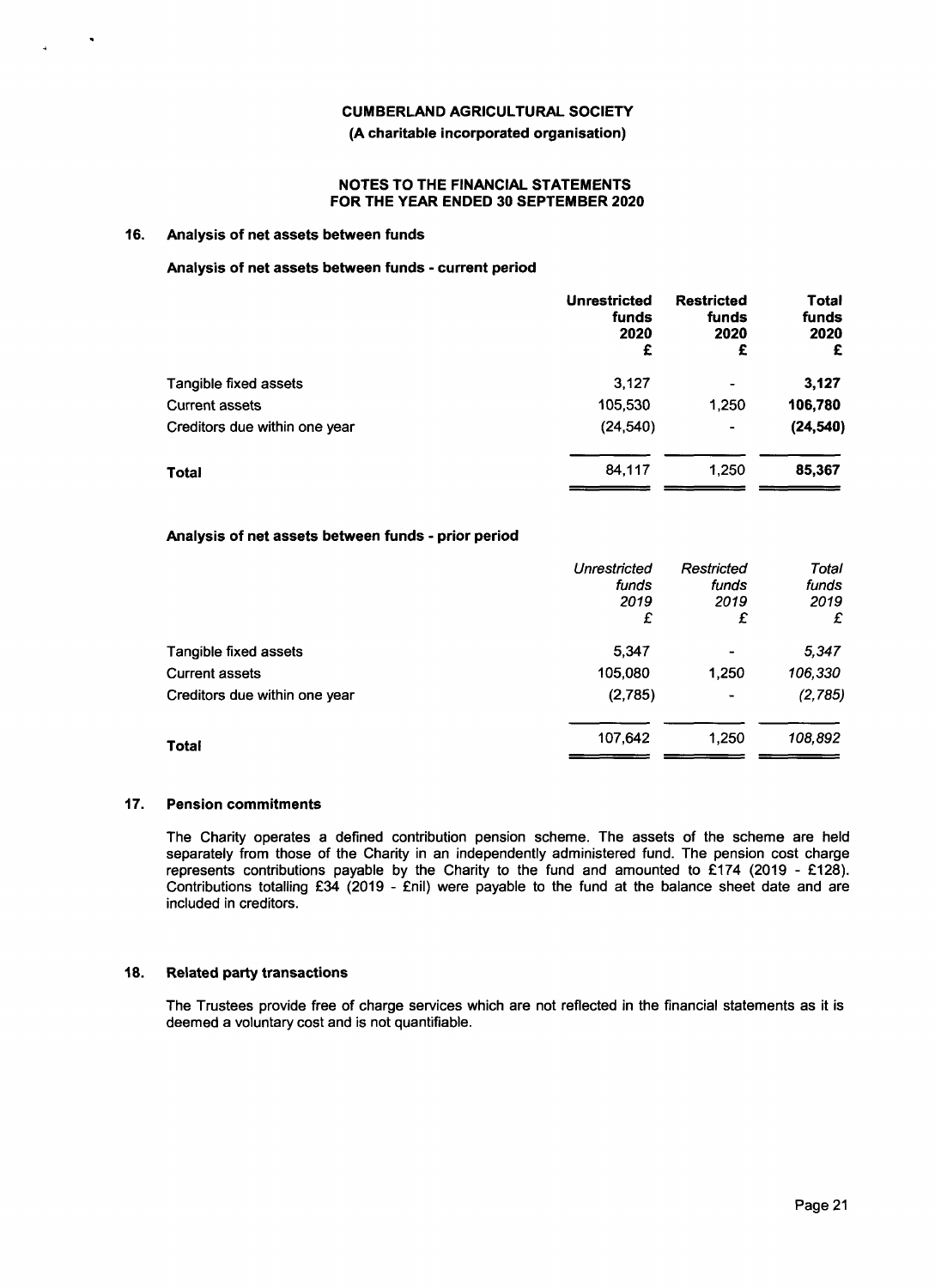# CUMBERLAND AGRICULTURAL SOCIETY

**(A charitable incorporated organisation)**

**NOTES TO THE FINANCIAL STATEMENTS FOR THE YEAR ENDED 30 SEPTEMBER 2020**

## 16. Analysis of net assets between funds

### Analysis of net assets between funds - current period

| | Unrestricted funds 2020 £ | Restricted funds 2020 £ | Total funds 2020 £ |
|---|---|---|---|
| Tangible fixed assets | 3,127 | - | **3,127** |
| Current assets | 105,530 | 1,250 | **106,780** |
| Creditors due within one year | (24,540) | - | **(24,540)** |
| **Total** | 84,117 | 1,250 | **85,367** |

### Analysis of net assets between funds - prior period

| | *Unrestricted funds 2019 £* | *Restricted funds 2019 £* | *Total funds 2019 £* |
|---|---|---|---|
| Tangible fixed assets | 5,347 | - | *5,347* |
| Current assets | 105,080 | 1,250 | *106,330* |
| Creditors due within one year | (2,785) | - | *(2,785)* |
| **Total** | 107,642 | 1,250 | *108,892* |

## 17. Pension commitments

The Charity operates a defined contribution pension scheme. The assets of the scheme are held separately from those of the Charity in an independently administered fund. The pension cost charge represents contributions payable by the Charity to the fund and amounted to £174 (2019 - £128). Contributions totalling £34 (2019 - £nil) were payable to the fund at the balance sheet date and are included in creditors.

## 18. Related party transactions

The Trustees provide free of charge services which are not reflected in the financial statements as it is deemed a voluntary cost and is not quantifiable.